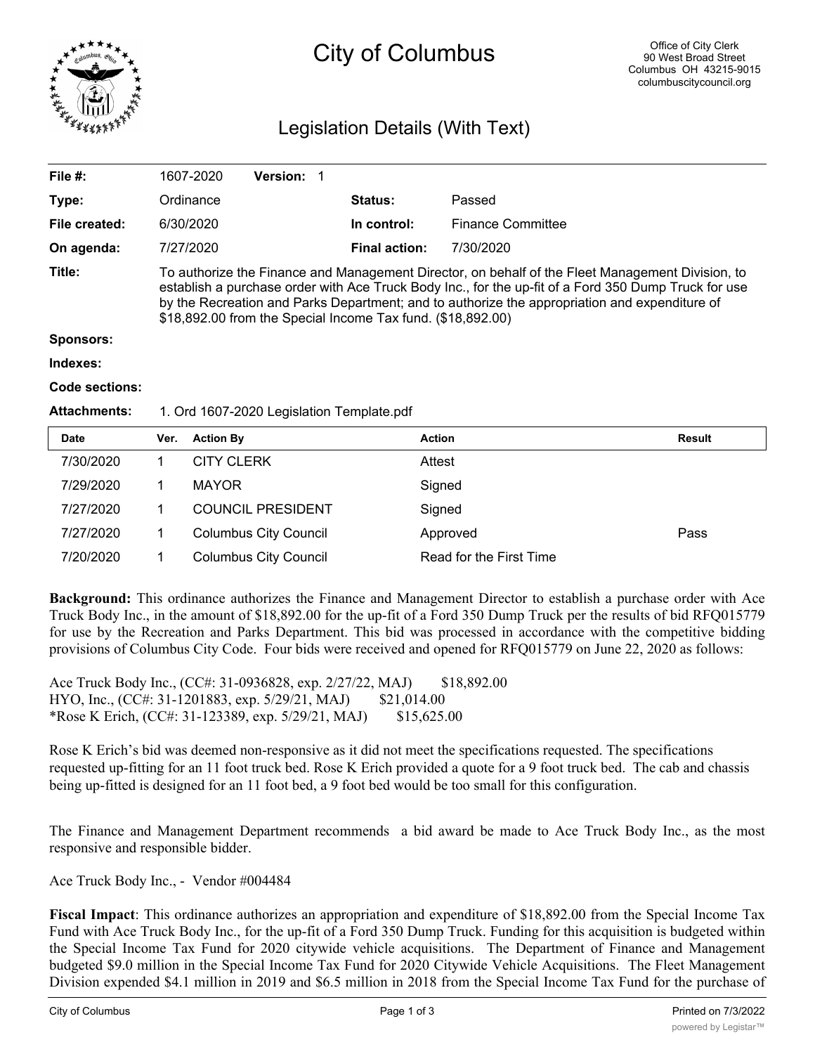# City of Columbus

Office of City Clerk
90 West Broad Street
Columbus OH 43215-9015
columbuscitycouncil.org

## Legislation Details (With Text)

| | | | |
|---|---|---|---|
| **File #:** | 1607-2020 **Version:** 1 | | |
| **Type:** | Ordinance | **Status:** | Passed |
| **File created:** | 6/30/2020 | **In control:** | Finance Committee |
| **On agenda:** | 7/27/2020 | **Final action:** | 7/30/2020 |

**Title:** To authorize the Finance and Management Director, on behalf of the Fleet Management Division, to establish a purchase order with Ace Truck Body Inc., for the up-fit of a Ford 350 Dump Truck for use by the Recreation and Parks Department; and to authorize the appropriation and expenditure of $18,892.00 from the Special Income Tax fund. ($18,892.00)

**Sponsors:**

**Indexes:**

**Code sections:**

**Attachments:** 1. Ord 1607-2020 Legislation Template.pdf

| Date | Ver. | Action By | Action | Result |
|---|---|---|---|---|
| 7/30/2020 | 1 | CITY CLERK | Attest | |
| 7/29/2020 | 1 | MAYOR | Signed | |
| 7/27/2020 | 1 | COUNCIL PRESIDENT | Signed | |
| 7/27/2020 | 1 | Columbus City Council | Approved | Pass |
| 7/20/2020 | 1 | Columbus City Council | Read for the First Time | |

**Background:** This ordinance authorizes the Finance and Management Director to establish a purchase order with Ace Truck Body Inc., in the amount of $18,892.00 for the up-fit of a Ford 350 Dump Truck per the results of bid RFQ015779 for use by the Recreation and Parks Department. This bid was processed in accordance with the competitive bidding provisions of Columbus City Code. Four bids were received and opened for RFQ015779 on June 22, 2020 as follows:

Ace Truck Body Inc., (CC#: 31-0936828, exp. 2/27/22, MAJ) $18,892.00
HYO, Inc., (CC#: 31-1201883, exp. 5/29/21, MAJ) $21,014.00
*Rose K Erich, (CC#: 31-123389, exp. 5/29/21, MAJ) $15,625.00

Rose K Erich's bid was deemed non-responsive as it did not meet the specifications requested. The specifications requested up-fitting for an 11 foot truck bed. Rose K Erich provided a quote for a 9 foot truck bed. The cab and chassis being up-fitted is designed for an 11 foot bed, a 9 foot bed would be too small for this configuration.

The Finance and Management Department recommends a bid award be made to Ace Truck Body Inc., as the most responsive and responsible bidder.

Ace Truck Body Inc., - Vendor #004484

**Fiscal Impact**: This ordinance authorizes an appropriation and expenditure of $18,892.00 from the Special Income Tax Fund with Ace Truck Body Inc., for the up-fit of a Ford 350 Dump Truck. Funding for this acquisition is budgeted within the Special Income Tax Fund for 2020 citywide vehicle acquisitions. The Department of Finance and Management budgeted $9.0 million in the Special Income Tax Fund for 2020 Citywide Vehicle Acquisitions. The Fleet Management Division expended $4.1 million in 2019 and $6.5 million in 2018 from the Special Income Tax Fund for the purchase of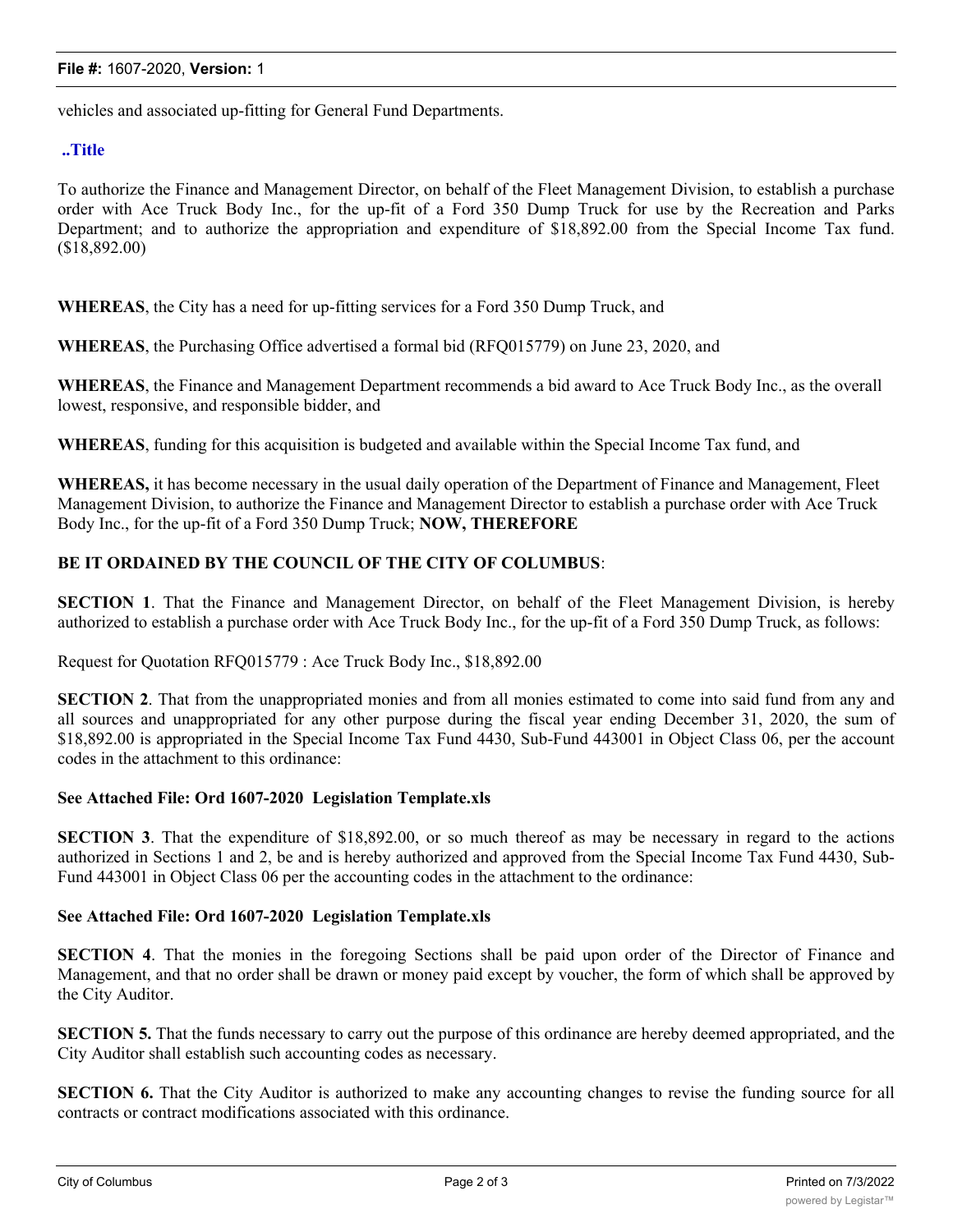vehicles and associated up-fitting for General Fund Departments.

**..Title**

To authorize the Finance and Management Director, on behalf of the Fleet Management Division, to establish a purchase order with Ace Truck Body Inc., for the up-fit of a Ford 350 Dump Truck for use by the Recreation and Parks Department; and to authorize the appropriation and expenditure of $18,892.00 from the Special Income Tax fund. ($18,892.00)

**WHEREAS**, the City has a need for up-fitting services for a Ford 350 Dump Truck, and

**WHEREAS**, the Purchasing Office advertised a formal bid (RFQ015779) on June 23, 2020, and

**WHEREAS**, the Finance and Management Department recommends a bid award to Ace Truck Body Inc., as the overall lowest, responsive, and responsible bidder, and

**WHEREAS**, funding for this acquisition is budgeted and available within the Special Income Tax fund, and

**WHEREAS,** it has become necessary in the usual daily operation of the Department of Finance and Management, Fleet Management Division, to authorize the Finance and Management Director to establish a purchase order with Ace Truck Body Inc., for the up-fit of a Ford 350 Dump Truck; **NOW, THEREFORE**

**BE IT ORDAINED BY THE COUNCIL OF THE CITY OF COLUMBUS**:

**SECTION 1**. That the Finance and Management Director, on behalf of the Fleet Management Division, is hereby authorized to establish a purchase order with Ace Truck Body Inc., for the up-fit of a Ford 350 Dump Truck, as follows:

Request for Quotation RFQ015779 : Ace Truck Body Inc., $18,892.00

**SECTION 2**. That from the unappropriated monies and from all monies estimated to come into said fund from any and all sources and unappropriated for any other purpose during the fiscal year ending December 31, 2020, the sum of $18,892.00 is appropriated in the Special Income Tax Fund 4430, Sub-Fund 443001 in Object Class 06, per the account codes in the attachment to this ordinance:

**See Attached File: Ord 1607-2020 Legislation Template.xls**

**SECTION 3**. That the expenditure of $18,892.00, or so much thereof as may be necessary in regard to the actions authorized in Sections 1 and 2, be and is hereby authorized and approved from the Special Income Tax Fund 4430, Sub-Fund 443001 in Object Class 06 per the accounting codes in the attachment to the ordinance:

**See Attached File: Ord 1607-2020 Legislation Template.xls**

**SECTION 4**. That the monies in the foregoing Sections shall be paid upon order of the Director of Finance and Management, and that no order shall be drawn or money paid except by voucher, the form of which shall be approved by the City Auditor.

**SECTION 5.** That the funds necessary to carry out the purpose of this ordinance are hereby deemed appropriated, and the City Auditor shall establish such accounting codes as necessary.

**SECTION 6.** That the City Auditor is authorized to make any accounting changes to revise the funding source for all contracts or contract modifications associated with this ordinance.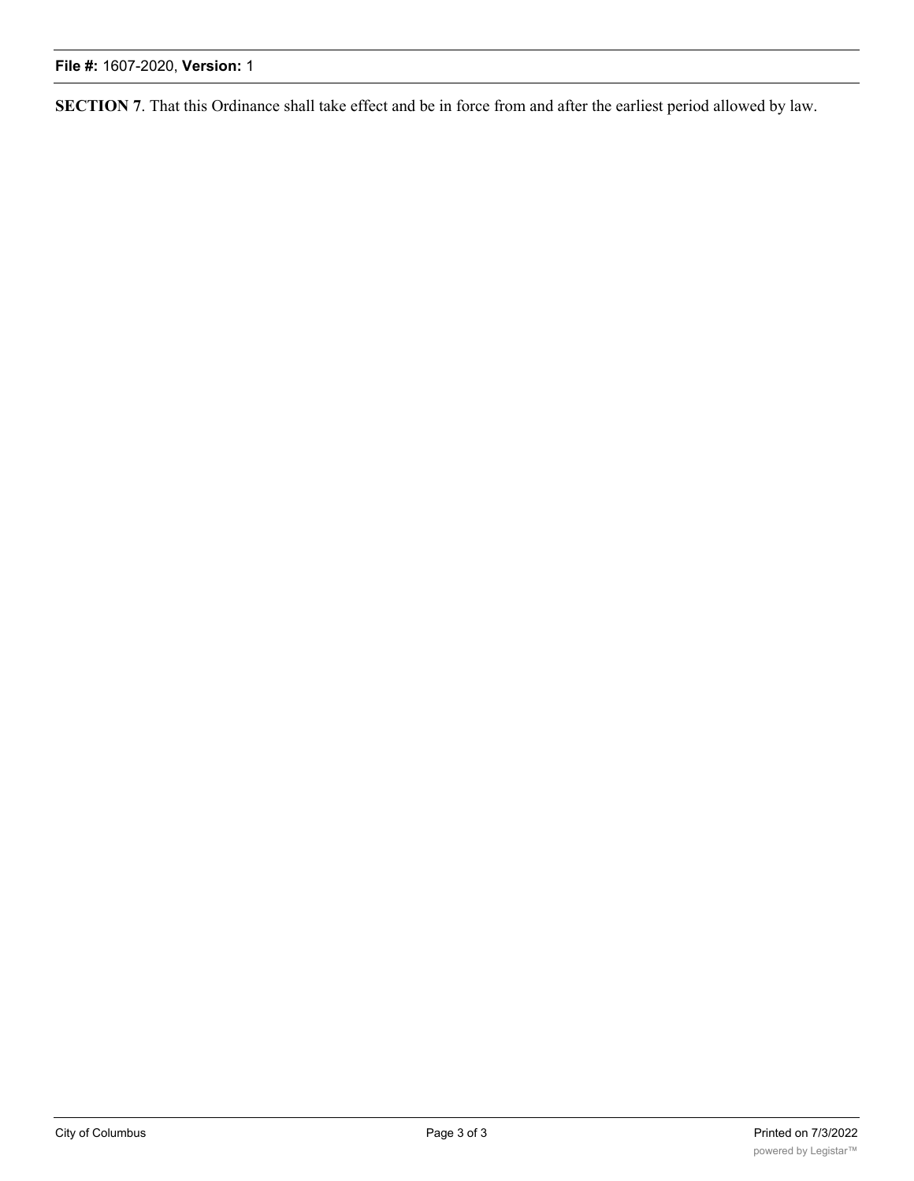**SECTION 7**. That this Ordinance shall take effect and be in force from and after the earliest period allowed by law.